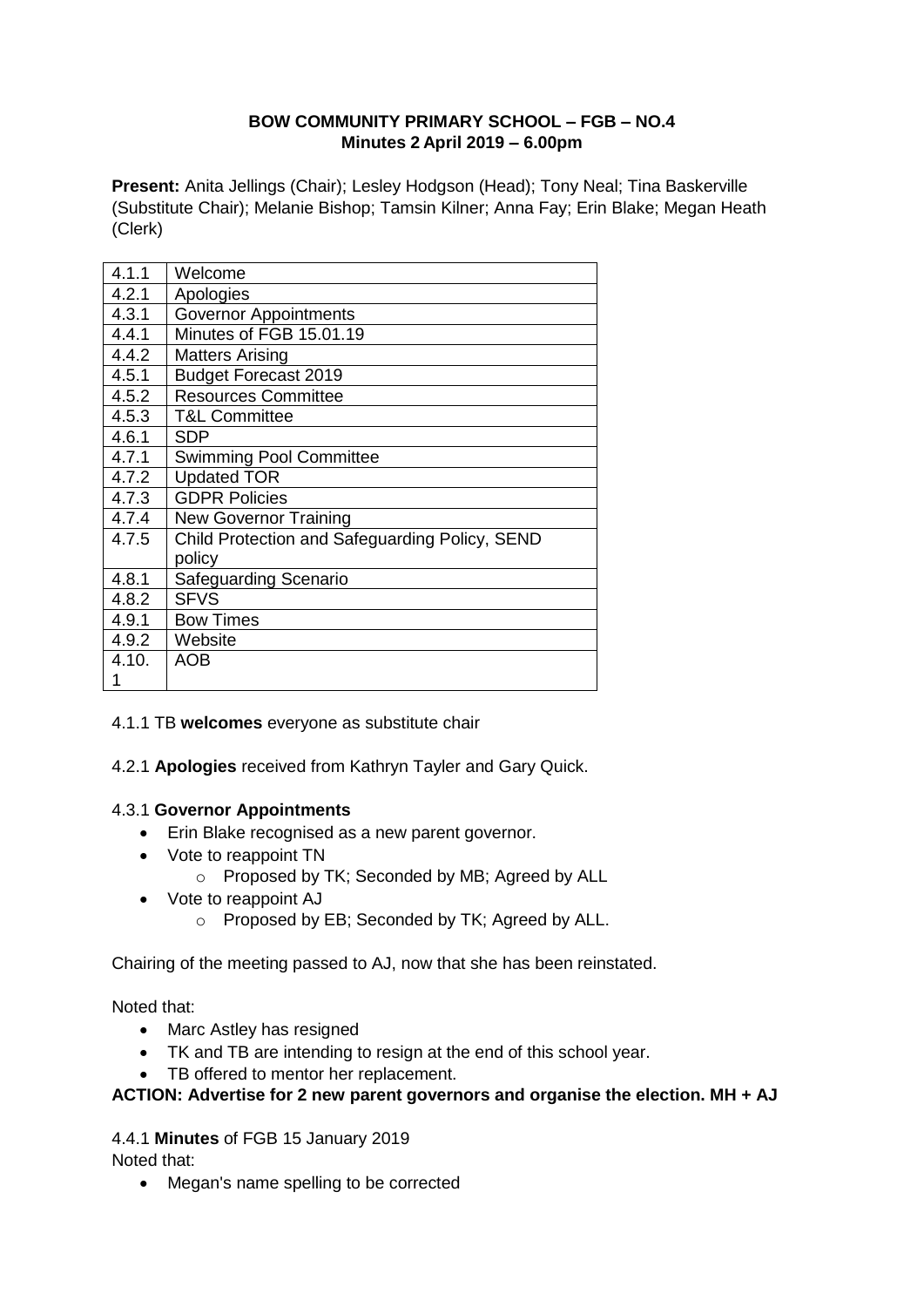**BOW COMMUNITY PRIMARY SCHOOL – FGB – NO.4**
**Minutes 2 April 2019 – 6.00pm**

**Present:** Anita Jellings (Chair); Lesley Hodgson (Head); Tony Neal; Tina Baskerville (Substitute Chair); Melanie Bishop; Tamsin Kilner; Anna Fay; Erin Blake; Megan Heath (Clerk)

| | |
|---|---|
| 4.1.1 | Welcome |
| 4.2.1 | Apologies |
| 4.3.1 | Governor Appointments |
| 4.4.1 | Minutes of FGB 15.01.19 |
| 4.4.2 | Matters Arising |
| 4.5.1 | Budget Forecast 2019 |
| 4.5.2 | Resources Committee |
| 4.5.3 | T&L Committee |
| 4.6.1 | SDP |
| 4.7.1 | Swimming Pool Committee |
| 4.7.2 | Updated TOR |
| 4.7.3 | GDPR Policies |
| 4.7.4 | New Governor Training |
| 4.7.5 | Child Protection and Safeguarding Policy, SEND policy |
| 4.8.1 | Safeguarding Scenario |
| 4.8.2 | SFVS |
| 4.9.1 | Bow Times |
| 4.9.2 | Website |
| 4.10.1 | AOB |

4.1.1 TB **welcomes** everyone as substitute chair

4.2.1 **Apologies** received from Kathryn Tayler and Gary Quick.

4.3.1 **Governor Appointments**

- Erin Blake recognised as a new parent governor.
- Vote to reappoint TN
  - Proposed by TK; Seconded by MB; Agreed by ALL
- Vote to reappoint AJ
  - Proposed by EB; Seconded by TK; Agreed by ALL.

Chairing of the meeting passed to AJ, now that she has been reinstated.

Noted that:

- Marc Astley has resigned
- TK and TB are intending to resign at the end of this school year.
- TB offered to mentor her replacement.

**ACTION: Advertise for 2 new parent governors and organise the election. MH + AJ**

4.4.1 **Minutes** of FGB 15 January 2019

Noted that:

- Megan's name spelling to be corrected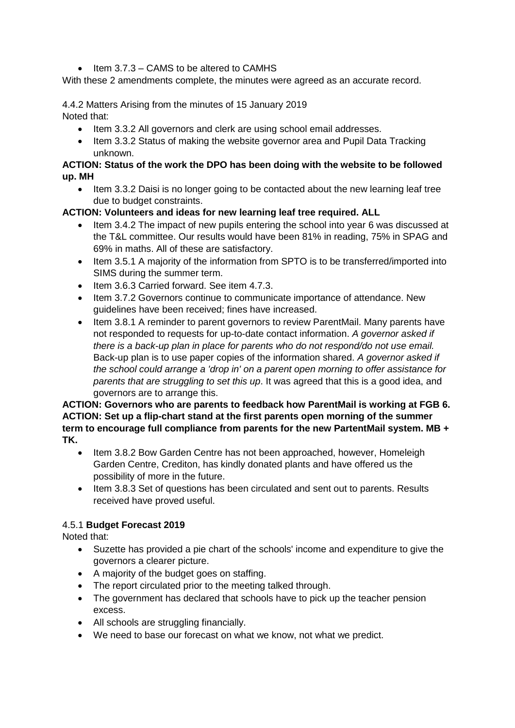- Item 3.7.3 – CAMS to be altered to CAMHS

With these 2 amendments complete, the minutes were agreed as an accurate record.

4.4.2 Matters Arising from the minutes of 15 January 2019

Noted that:

- Item 3.3.2 All governors and clerk are using school email addresses.
- Item 3.3.2 Status of making the website governor area and Pupil Data Tracking unknown.

**ACTION: Status of the work the DPO has been doing with the website to be followed up. MH**

- Item 3.3.2 Daisi is no longer going to be contacted about the new learning leaf tree due to budget constraints.

**ACTION: Volunteers and ideas for new learning leaf tree required. ALL**

- Item 3.4.2 The impact of new pupils entering the school into year 6 was discussed at the T&L committee. Our results would have been 81% in reading, 75% in SPAG and 69% in maths. All of these are satisfactory.
- Item 3.5.1 A majority of the information from SPTO is to be transferred/imported into SIMS during the summer term.
- Item 3.6.3 Carried forward. See item 4.7.3.
- Item 3.7.2 Governors continue to communicate importance of attendance. New guidelines have been received; fines have increased.
- Item 3.8.1 A reminder to parent governors to review ParentMail. Many parents have not responded to requests for up-to-date contact information. *A governor asked if there is a back-up plan in place for parents who do not respond/do not use email.* Back-up plan is to use paper copies of the information shared. *A governor asked if the school could arrange a 'drop in' on a parent open morning to offer assistance for parents that are struggling to set this up*. It was agreed that this is a good idea, and governors are to arrange this.

**ACTION: Governors who are parents to feedback how ParentMail is working at FGB 6.**
**ACTION: Set up a flip-chart stand at the first parents open morning of the summer term to encourage full compliance from parents for the new PartentMail system. MB + TK.**

- Item 3.8.2 Bow Garden Centre has not been approached, however, Homeleigh Garden Centre, Crediton, has kindly donated plants and have offered us the possibility of more in the future.
- Item 3.8.3 Set of questions has been circulated and sent out to parents. Results received have proved useful.

4.5.1 **Budget Forecast 2019**

Noted that:

- Suzette has provided a pie chart of the schools' income and expenditure to give the governors a clearer picture.
- A majority of the budget goes on staffing.
- The report circulated prior to the meeting talked through.
- The government has declared that schools have to pick up the teacher pension excess.
- All schools are struggling financially.
- We need to base our forecast on what we know, not what we predict.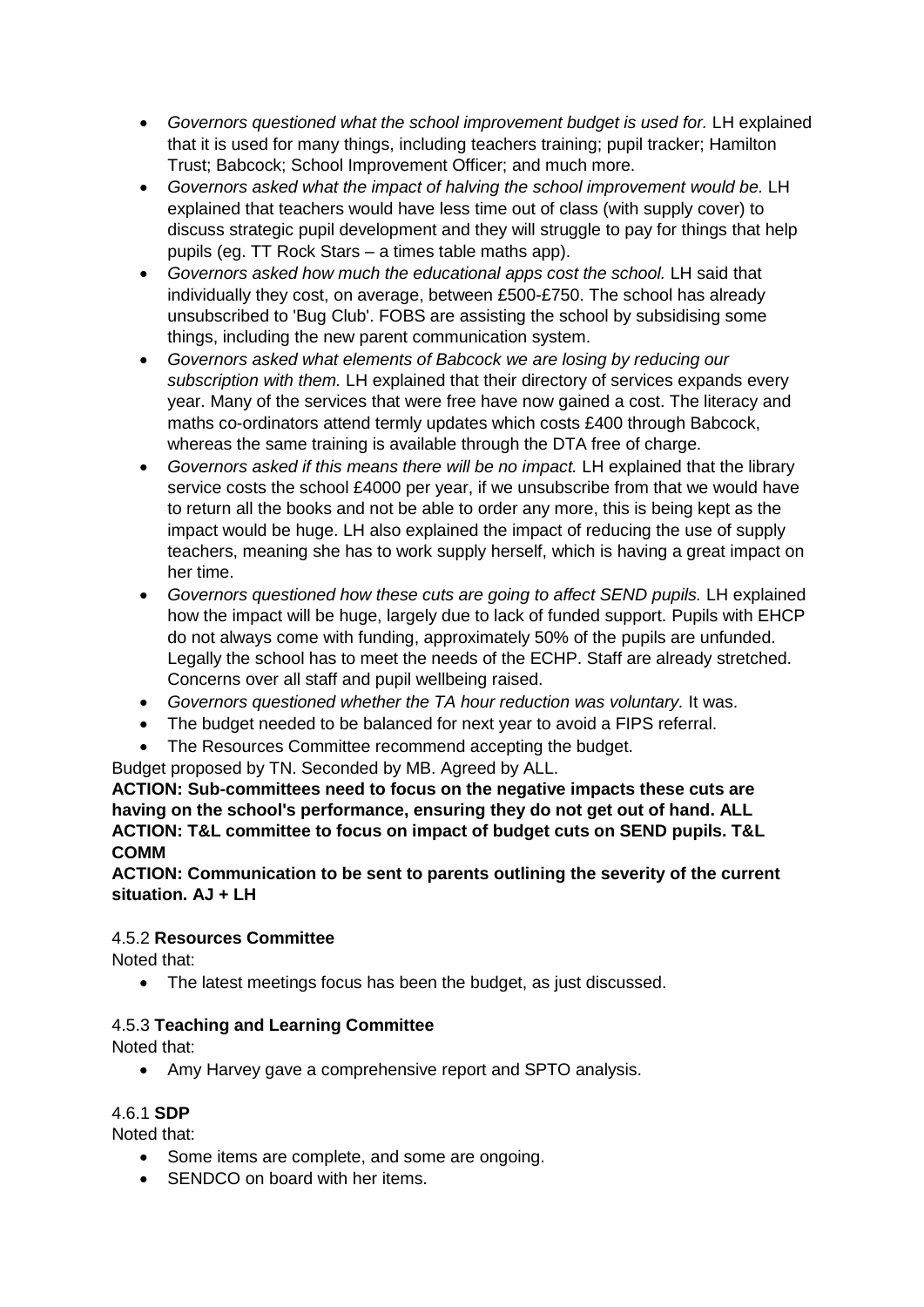- *Governors questioned what the school improvement budget is used for.* LH explained that it is used for many things, including teachers training; pupil tracker; Hamilton Trust; Babcock; School Improvement Officer; and much more.
- *Governors asked what the impact of halving the school improvement would be.* LH explained that teachers would have less time out of class (with supply cover) to discuss strategic pupil development and they will struggle to pay for things that help pupils (eg. TT Rock Stars – a times table maths app).
- *Governors asked how much the educational apps cost the school.* LH said that individually they cost, on average, between £500-£750. The school has already unsubscribed to 'Bug Club'. FOBS are assisting the school by subsidising some things, including the new parent communication system.
- *Governors asked what elements of Babcock we are losing by reducing our subscription with them.* LH explained that their directory of services expands every year. Many of the services that were free have now gained a cost. The literacy and maths co-ordinators attend termly updates which costs £400 through Babcock, whereas the same training is available through the DTA free of charge.
- *Governors asked if this means there will be no impact.* LH explained that the library service costs the school £4000 per year, if we unsubscribe from that we would have to return all the books and not be able to order any more, this is being kept as the impact would be huge. LH also explained the impact of reducing the use of supply teachers, meaning she has to work supply herself, which is having a great impact on her time.
- *Governors questioned how these cuts are going to affect SEND pupils.* LH explained how the impact will be huge, largely due to lack of funded support. Pupils with EHCP do not always come with funding, approximately 50% of the pupils are unfunded. Legally the school has to meet the needs of the ECHP. Staff are already stretched. Concerns over all staff and pupil wellbeing raised.
- *Governors questioned whether the TA hour reduction was voluntary.* It was.
- The budget needed to be balanced for next year to avoid a FIPS referral.
- The Resources Committee recommend accepting the budget.

Budget proposed by TN. Seconded by MB. Agreed by ALL.

**ACTION: Sub-committees need to focus on the negative impacts these cuts are having on the school's performance, ensuring they do not get out of hand. ALL**
**ACTION: T&L committee to focus on impact of budget cuts on SEND pupils. T&L COMM**
**ACTION: Communication to be sent to parents outlining the severity of the current situation. AJ + LH**

4.5.2 **Resources Committee**

Noted that:

- The latest meetings focus has been the budget, as just discussed.

4.5.3 **Teaching and Learning Committee**

Noted that:

- Amy Harvey gave a comprehensive report and SPTO analysis.

4.6.1 **SDP**

Noted that:

- Some items are complete, and some are ongoing.
- SENDCO on board with her items.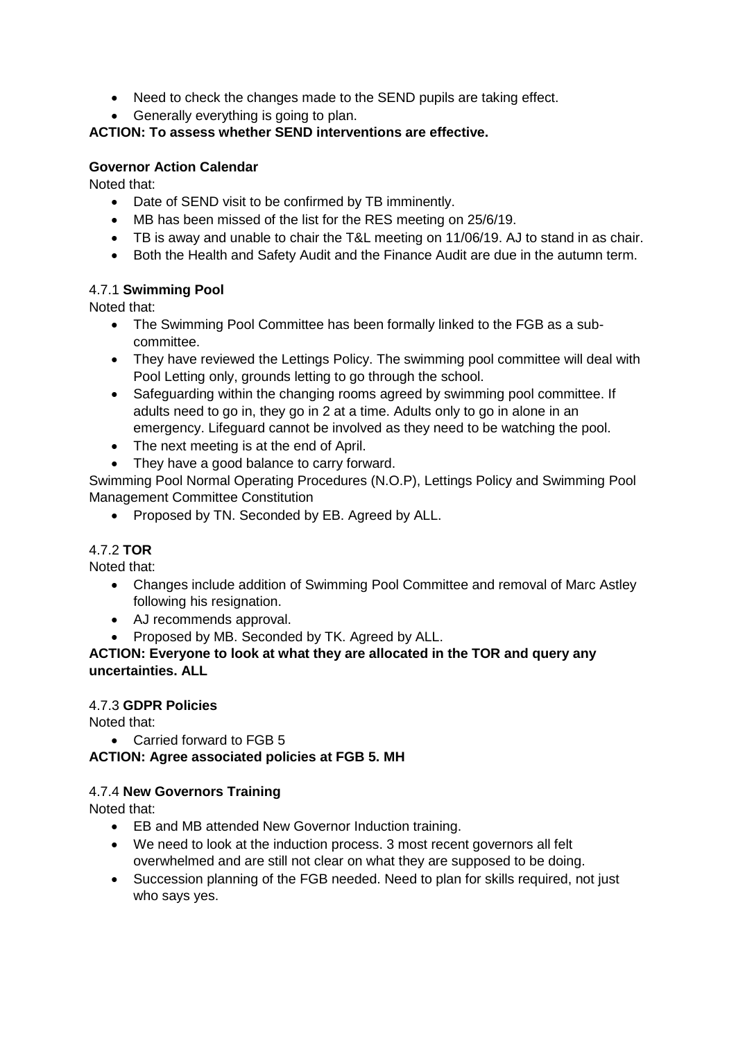- Need to check the changes made to the SEND pupils are taking effect.
- Generally everything is going to plan.

**ACTION: To assess whether SEND interventions are effective.**

**Governor Action Calendar**

Noted that:

- Date of SEND visit to be confirmed by TB imminently.
- MB has been missed of the list for the RES meeting on 25/6/19.
- TB is away and unable to chair the T&L meeting on 11/06/19. AJ to stand in as chair.
- Both the Health and Safety Audit and the Finance Audit are due in the autumn term.

4.7.1 **Swimming Pool**

Noted that:

- The Swimming Pool Committee has been formally linked to the FGB as a sub-committee.
- They have reviewed the Lettings Policy. The swimming pool committee will deal with Pool Letting only, grounds letting to go through the school.
- Safeguarding within the changing rooms agreed by swimming pool committee. If adults need to go in, they go in 2 at a time. Adults only to go in alone in an emergency. Lifeguard cannot be involved as they need to be watching the pool.
- The next meeting is at the end of April.
- They have a good balance to carry forward.

Swimming Pool Normal Operating Procedures (N.O.P), Lettings Policy and Swimming Pool Management Committee Constitution

- Proposed by TN. Seconded by EB. Agreed by ALL.

4.7.2 **TOR**

Noted that:

- Changes include addition of Swimming Pool Committee and removal of Marc Astley following his resignation.
- AJ recommends approval.
- Proposed by MB. Seconded by TK. Agreed by ALL.

**ACTION: Everyone to look at what they are allocated in the TOR and query any uncertainties. ALL**

4.7.3 **GDPR Policies**

Noted that:

- Carried forward to FGB 5

**ACTION: Agree associated policies at FGB 5. MH**

4.7.4 **New Governors Training**

Noted that:

- EB and MB attended New Governor Induction training.
- We need to look at the induction process. 3 most recent governors all felt overwhelmed and are still not clear on what they are supposed to be doing.
- Succession planning of the FGB needed. Need to plan for skills required, not just who says yes.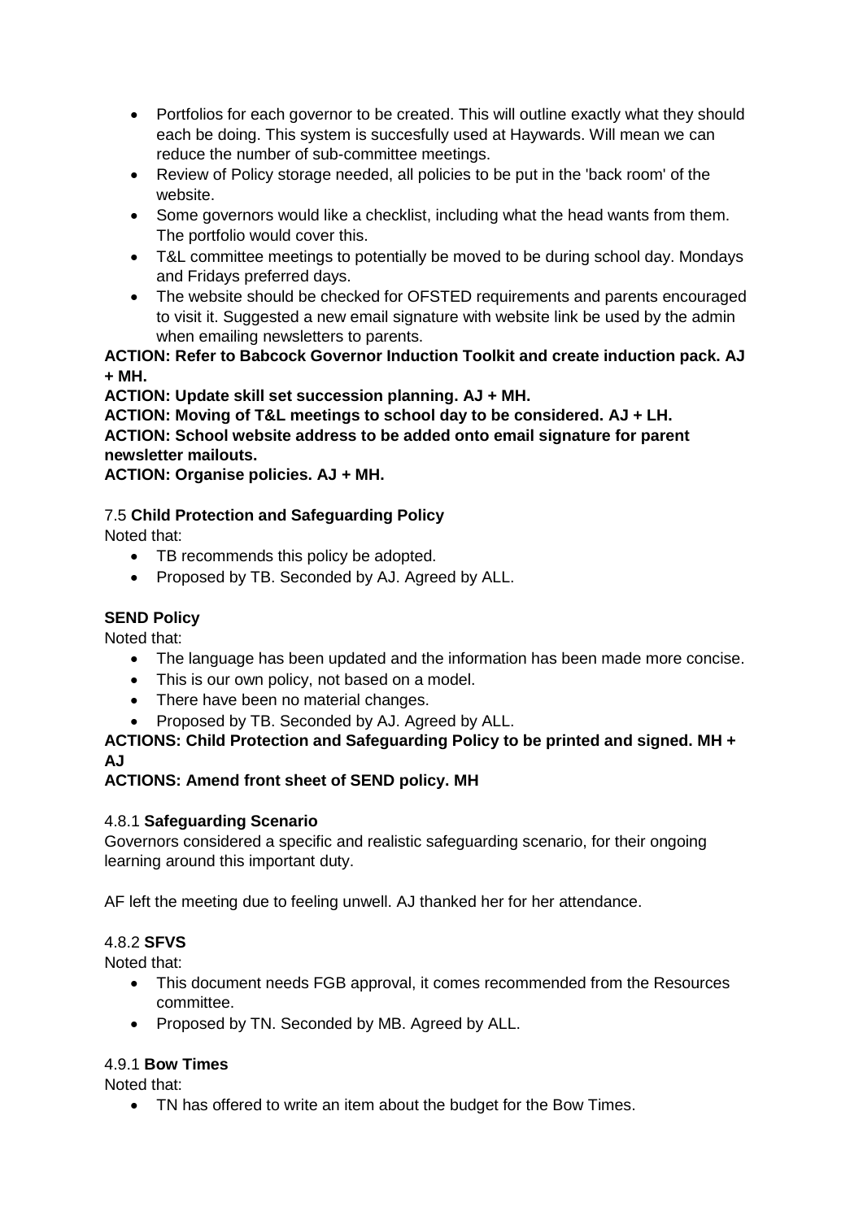- Portfolios for each governor to be created. This will outline exactly what they should each be doing. This system is succesfully used at Haywards. Will mean we can reduce the number of sub-committee meetings.
- Review of Policy storage needed, all policies to be put in the 'back room' of the website.
- Some governors would like a checklist, including what the head wants from them. The portfolio would cover this.
- T&L committee meetings to potentially be moved to be during school day. Mondays and Fridays preferred days.
- The website should be checked for OFSTED requirements and parents encouraged to visit it. Suggested a new email signature with website link be used by the admin when emailing newsletters to parents.

**ACTION: Refer to Babcock Governor Induction Toolkit and create induction pack. AJ + MH.**

**ACTION: Update skill set succession planning. AJ + MH.**

**ACTION: Moving of T&L meetings to school day to be considered. AJ + LH.**

**ACTION: School website address to be added onto email signature for parent newsletter mailouts.**

**ACTION: Organise policies. AJ + MH.**

7.5 **Child Protection and Safeguarding Policy**

Noted that:

- TB recommends this policy be adopted.
- Proposed by TB. Seconded by AJ. Agreed by ALL.

**SEND Policy**

Noted that:

- The language has been updated and the information has been made more concise.
- This is our own policy, not based on a model.
- There have been no material changes.
- Proposed by TB. Seconded by AJ. Agreed by ALL.

**ACTIONS: Child Protection and Safeguarding Policy to be printed and signed. MH + AJ**

**ACTIONS: Amend front sheet of SEND policy. MH**

4.8.1 **Safeguarding Scenario**

Governors considered a specific and realistic safeguarding scenario, for their ongoing learning around this important duty.

AF left the meeting due to feeling unwell. AJ thanked her for her attendance.

4.8.2 **SFVS**

Noted that:

- This document needs FGB approval, it comes recommended from the Resources committee.
- Proposed by TN. Seconded by MB. Agreed by ALL.

4.9.1 **Bow Times**

Noted that:

- TN has offered to write an item about the budget for the Bow Times.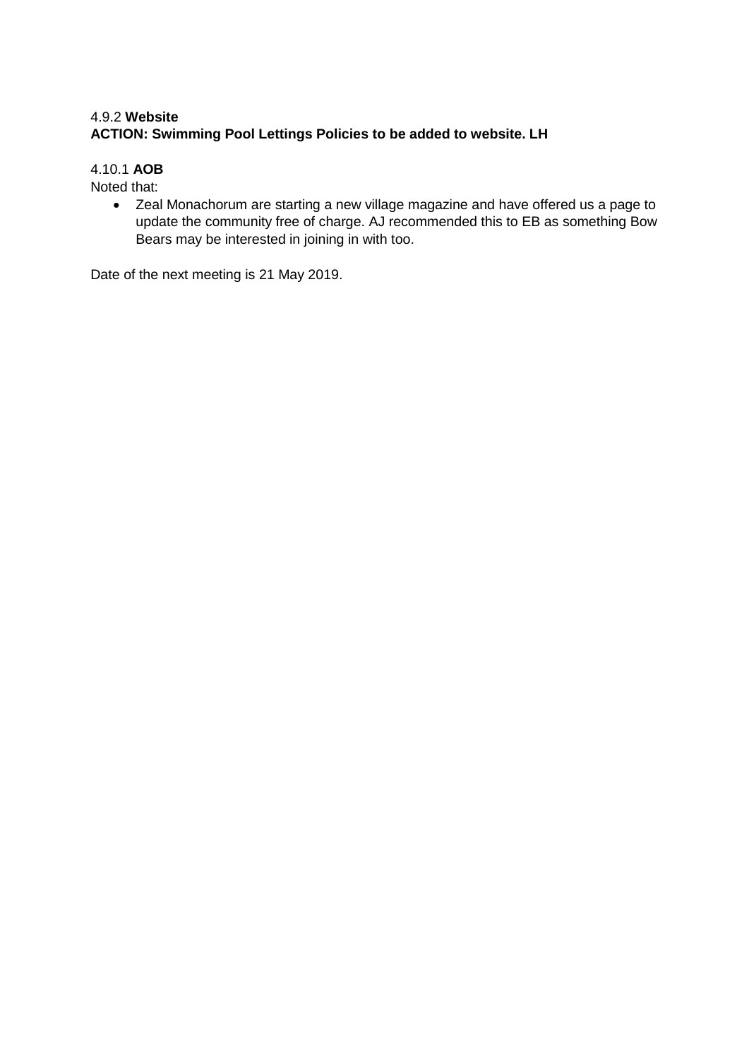4.9.2 **Website**
**ACTION: Swimming Pool Lettings Policies to be added to website. LH**

4.10.1 **AOB**
Noted that:

- Zeal Monachorum are starting a new village magazine and have offered us a page to update the community free of charge. AJ recommended this to EB as something Bow Bears may be interested in joining in with too.

Date of the next meeting is 21 May 2019.